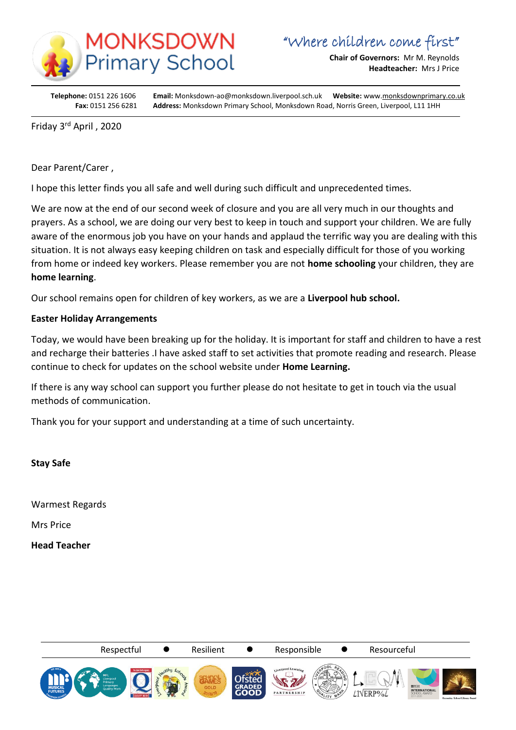# MONKSDOWN Primary School

*"Where children come first"*

**Chair of Governors:** Mr M. Reynolds
**Headteacher:** Mrs J Price

**Telephone:** 0151 226 1606 **Email:** Monksdown-ao@monksdown.liverpool.sch.uk **Website:** www.monksdownprimary.co.uk
**Fax:** 0151 256 6281 **Address:** Monksdown Primary School, Monksdown Road, Norris Green, Liverpool, L11 1HH

Friday 3rd April , 2020

Dear Parent/Carer ,

I hope this letter finds you all safe and well during such difficult and unprecedented times.

We are now at the end of our second week of closure and you are all very much in our thoughts and prayers. As a school, we are doing our very best to keep in touch and support your children. We are fully aware of the enormous job you have on your hands and applaud the terrific way you are dealing with this situation. It is not always easy keeping children on task and especially difficult for those of you working from home or indeed key workers. Please remember you are not **home schooling** your children, they are **home learning**.

Our school remains open for children of key workers, as we are a **Liverpool hub school.**

**Easter Holiday Arrangements**

Today, we would have been breaking up for the holiday. It is important for staff and children to have a rest and recharge their batteries .I have asked staff to set activities that promote reading and research. Please continue to check for updates on the school website under **Home Learning.**

If there is any way school can support you further please do not hesitate to get in touch via the usual methods of communication.

Thank you for your support and understanding at a time of such uncertainty.

**Stay Safe**

Warmest Regards

Mrs Price

**Head Teacher**

Respectful ● Resilient ● Responsible ● Resourceful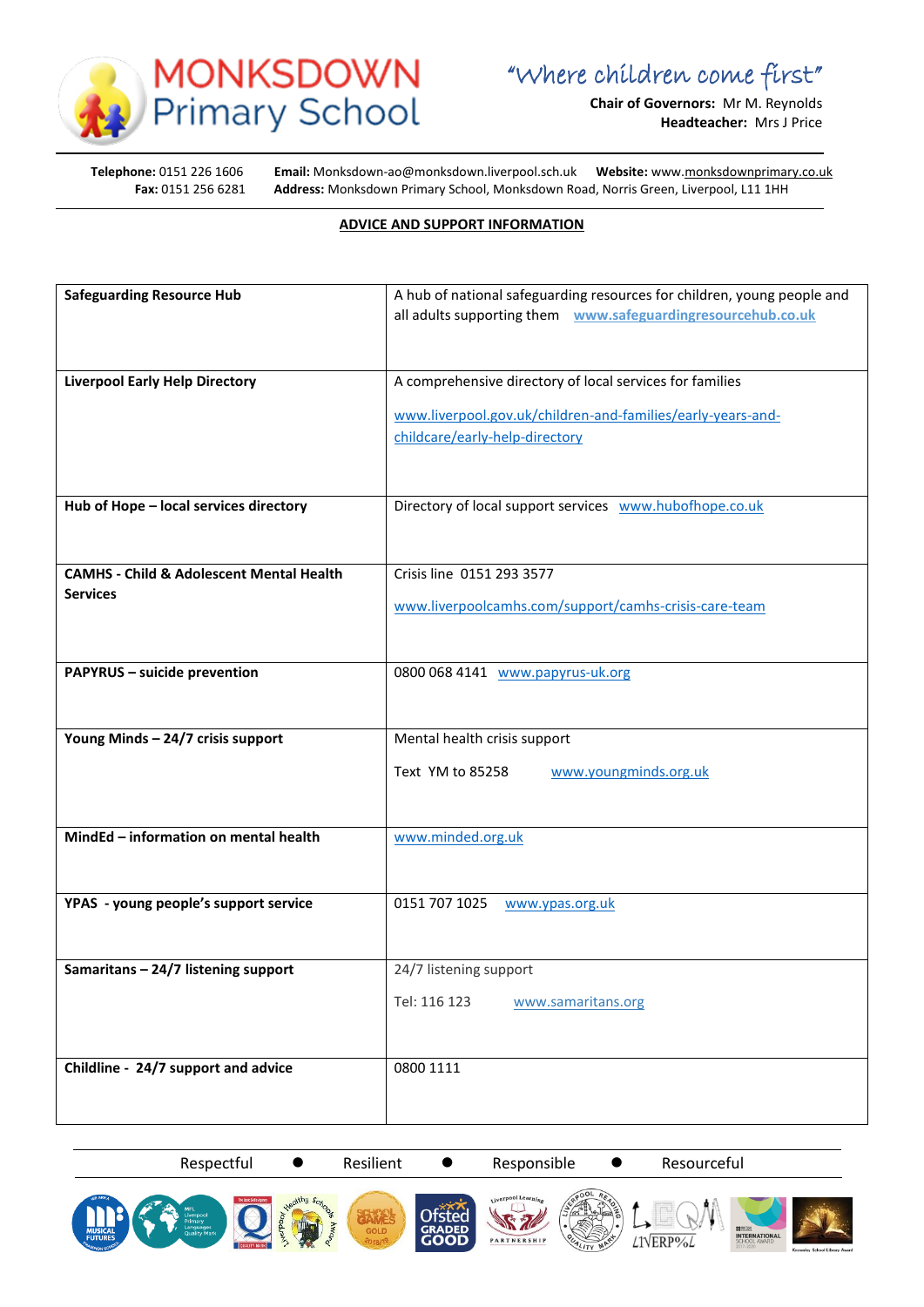# MONKSDOWN Primary School

*"Where children come first"*

**Chair of Governors:** Mr M. Reynolds
**Headteacher:** Mrs J Price

**Telephone:** 0151 226 1606 **Email:** Monksdown-ao@monksdown.liverpool.sch.uk **Website:** www.monksdownprimary.co.uk
**Fax:** 0151 256 6281 **Address:** Monksdown Primary School, Monksdown Road, Norris Green, Liverpool, L11 1HH

## ADVICE AND SUPPORT INFORMATION

| | |
|---|---|
| **Safeguarding Resource Hub** | A hub of national safeguarding resources for children, young people and all adults supporting them **www.safeguardingresourcehub.co.uk** |
| **Liverpool Early Help Directory** | A comprehensive directory of local services for families www.liverpool.gov.uk/children-and-families/early-years-and-childcare/early-help-directory |
| **Hub of Hope – local services directory** | Directory of local support services www.hubofhope.co.uk |
| **CAMHS - Child & Adolescent Mental Health Services** | Crisis line 0151 293 3577 www.liverpoolcamhs.com/support/camhs-crisis-care-team |
| **PAPYRUS – suicide prevention** | 0800 068 4141 www.papyrus-uk.org |
| **Young Minds – 24/7 crisis support** | Mental health crisis support Text YM to 85258 www.youngminds.org.uk |
| **MindEd – information on mental health** | www.minded.org.uk |
| **YPAS - young people's support service** | 0151 707 1025 www.ypas.org.uk |
| **Samaritans – 24/7 listening support** | 24/7 listening support Tel: 116 123 www.samaritans.org |
| **Childline - 24/7 support and advice** | 0800 1111 |

Respectful ● Resilient ● Responsible ● Resourceful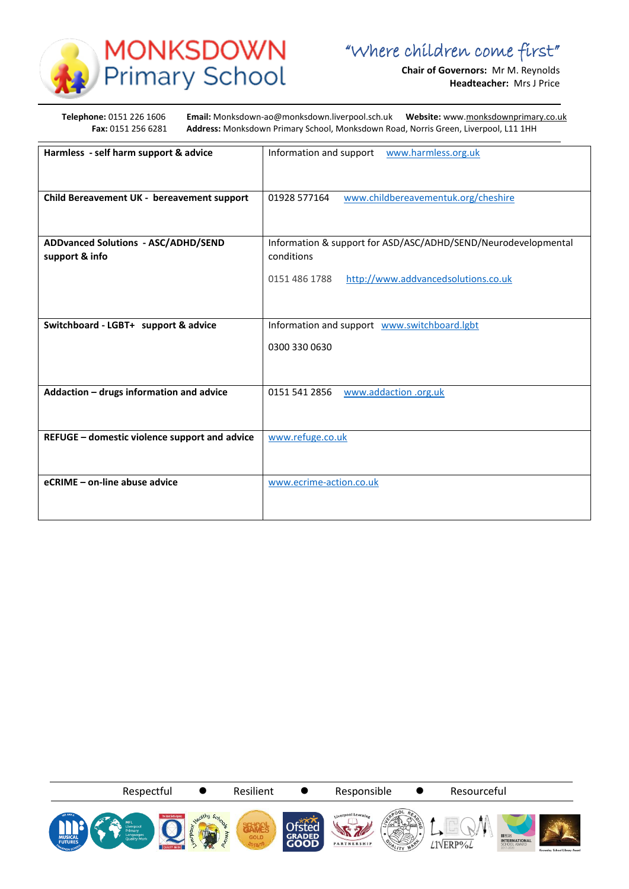| | |
|---|---|
| **Harmless - self harm support & advice** | Information and support www.harmless.org.uk |
| **Child Bereavement UK - bereavement support** | 01928 577164 www.childbereavementuk.org/cheshire |
| **ADDvanced Solutions - ASC/ADHD/SEND support & info** | Information & support for ASD/ASC/ADHD/SEND/Neurodevelopmental conditions<br><br>0151 486 1788 http://www.addvancedsolutions.co.uk |
| **Switchboard - LGBT+ support & advice** | Information and support www.switchboard.lgbt<br><br>0300 330 0630 |
| **Addaction – drugs information and advice** | 0151 541 2856 www.addaction .org.uk |
| **REFUGE – domestic violence support and advice** | www.refuge.co.uk |
| **eCRIME – on-line abuse advice** | www.ecrime-action.co.uk |